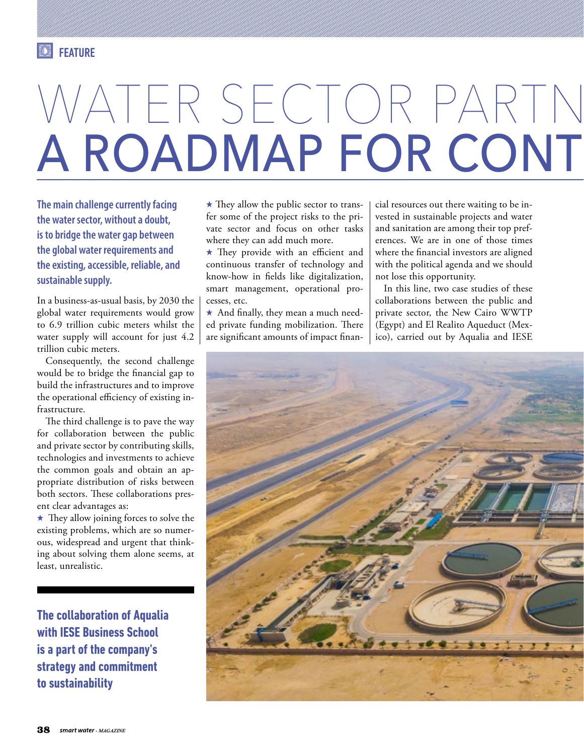FEATURE

# WATER SECTOR PARTN
# A ROADMAP FOR CONT

**The main challenge currently facing the water sector, without a doubt, is to bridge the water gap between the global water requirements and the existing, accessible, reliable, and sustainable supply.**

In a business-as-usual basis, by 2030 the global water requirements would grow to 6.9 trillion cubic meters whilst the water supply will account for just 4.2 trillion cubic meters.

Consequently, the second challenge would be to bridge the financial gap to build the infrastructures and to improve the operational efficiency of existing infrastructure.

The third challenge is to pave the way for collaboration between the public and private sector by contributing skills, technologies and investments to achieve the common goals and obtain an appropriate distribution of risks between both sectors. These collaborations present clear advantages as:

★ They allow joining forces to solve the existing problems, which are so numerous, widespread and urgent that thinking about solving them alone seems, at least, unrealistic.

★ They allow the public sector to transfer some of the project risks to the private sector and focus on other tasks where they can add much more.

★ They provide with an efficient and continuous transfer of technology and know-how in fields like digitalization, smart management, operational processes, etc.

★ And finally, they mean a much needed private funding mobilization. There are significant amounts of impact financial resources out there waiting to be invested in sustainable projects and water and sanitation are among their top preferences. We are in one of those times where the financial investors are aligned with the political agenda and we should not lose this opportunity.

In this line, two case studies of these collaborations between the public and private sector, the New Cairo WWTP (Egypt) and El Realito Aqueduct (Mexico), carried out by Aqualia and IESE

**The collaboration of Aqualia with IESE Business School is a part of the company's strategy and commitment to sustainability**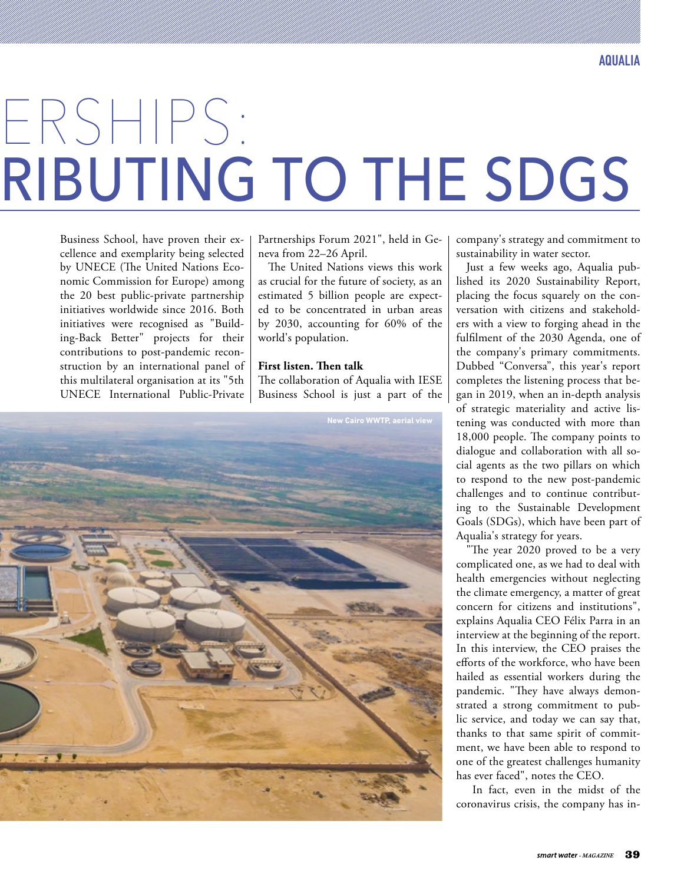# ERSHIPS: RIBUTING TO THE SDGS

Business School, have proven their excellence and exemplarity being selected by UNECE (The United Nations Economic Commission for Europe) among the 20 best public-private partnership initiatives worldwide since 2016. Both initiatives were recognised as "Building-Back Better" projects for their contributions to post-pandemic reconstruction by an international panel of this multilateral organisation at its "5th UNECE International Public-Private Partnerships Forum 2021", held in Geneva from 22–26 April.

The United Nations views this work as crucial for the future of society, as an estimated 5 billion people are expected to be concentrated in urban areas by 2030, accounting for 60% of the world's population.

**First listen. Then talk**

The collaboration of Aqualia with IESE Business School is just a part of the company's strategy and commitment to sustainability in water sector.

New Cairo WWTP, aerial view

Just a few weeks ago, Aqualia published its 2020 Sustainability Report, placing the focus squarely on the conversation with citizens and stakeholders with a view to forging ahead in the fulfilment of the 2030 Agenda, one of the company's primary commitments. Dubbed "Conversa", this year's report completes the listening process that began in 2019, when an in-depth analysis of strategic materiality and active listening was conducted with more than 18,000 people. The company points to dialogue and collaboration with all social agents as the two pillars on which to respond to the new post-pandemic challenges and to continue contributing to the Sustainable Development Goals (SDGs), which have been part of Aqualia's strategy for years.

"The year 2020 proved to be a very complicated one, as we had to deal with health emergencies without neglecting the climate emergency, a matter of great concern for citizens and institutions", explains Aqualia CEO Félix Parra in an interview at the beginning of the report. In this interview, the CEO praises the efforts of the workforce, who have been hailed as essential workers during the pandemic. "They have always demonstrated a strong commitment to public service, and today we can say that, thanks to that same spirit of commitment, we have been able to respond to one of the greatest challenges humanity has ever faced", notes the CEO.

In fact, even in the midst of the coronavirus crisis, the company has in-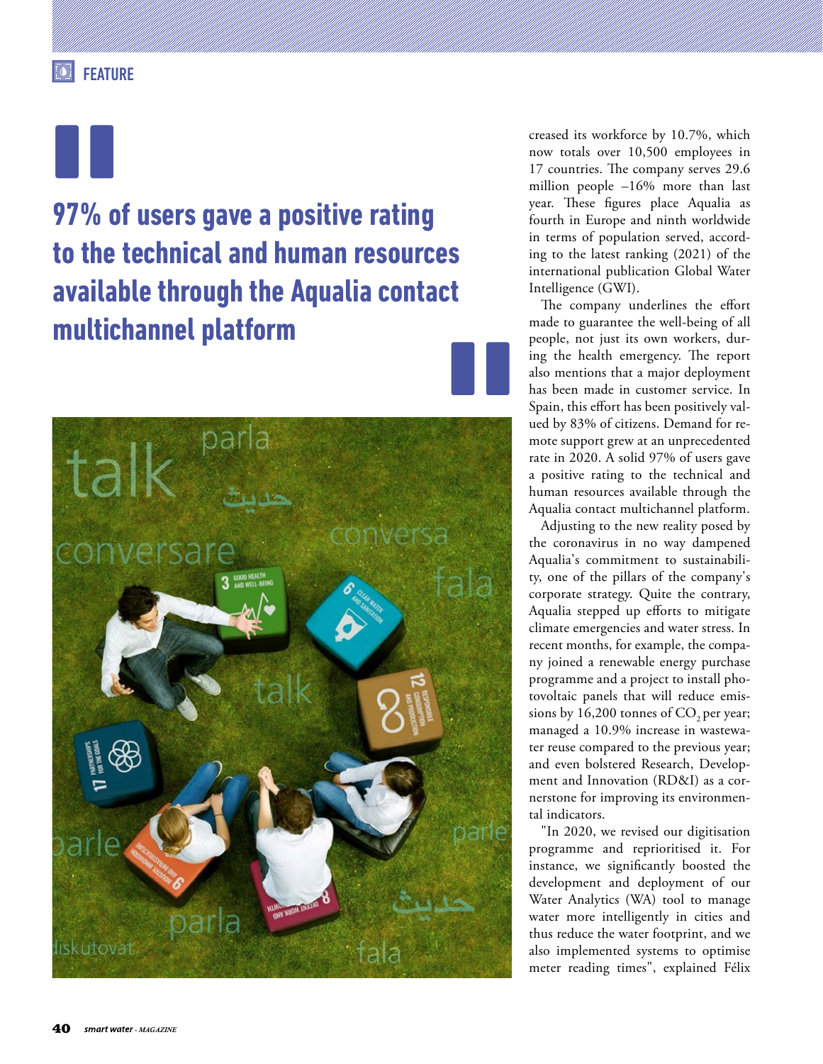> **97% of users gave a positive rating to the technical and human resources available through the Aqualia contact multichannel platform**

creased its workforce by 10.7%, which now totals over 10,500 employees in 17 countries. The company serves 29.6 million people –16% more than last year. These figures place Aqualia as fourth in Europe and ninth worldwide in terms of population served, according to the latest ranking (2021) of the international publication Global Water Intelligence (GWI).

The company underlines the effort made to guarantee the well-being of all people, not just its own workers, during the health emergency. The report also mentions that a major deployment has been made in customer service. In Spain, this effort has been positively valued by 83% of citizens. Demand for remote support grew at an unprecedented rate in 2020. A solid 97% of users gave a positive rating to the technical and human resources available through the Aqualia contact multichannel platform.

Adjusting to the new reality posed by the coronavirus in no way dampened Aqualia's commitment to sustainability, one of the pillars of the company's corporate strategy. Quite the contrary, Aqualia stepped up efforts to mitigate climate emergencies and water stress. In recent months, for example, the company joined a renewable energy purchase programme and a project to install photovoltaic panels that will reduce emissions by 16,200 tonnes of $CO_2$ per year; managed a 10.9% increase in wastewater reuse compared to the previous year; and even bolstered Research, Development and Innovation (RD&I) as a cornerstone for improving its environmental indicators.

"In 2020, we revised our digitisation programme and reprioritised it. For instance, we significantly boosted the development and deployment of our Water Analytics (WA) tool to manage water more intelligently in cities and thus reduce the water footprint, and we also implemented systems to optimise meter reading times", explained Félix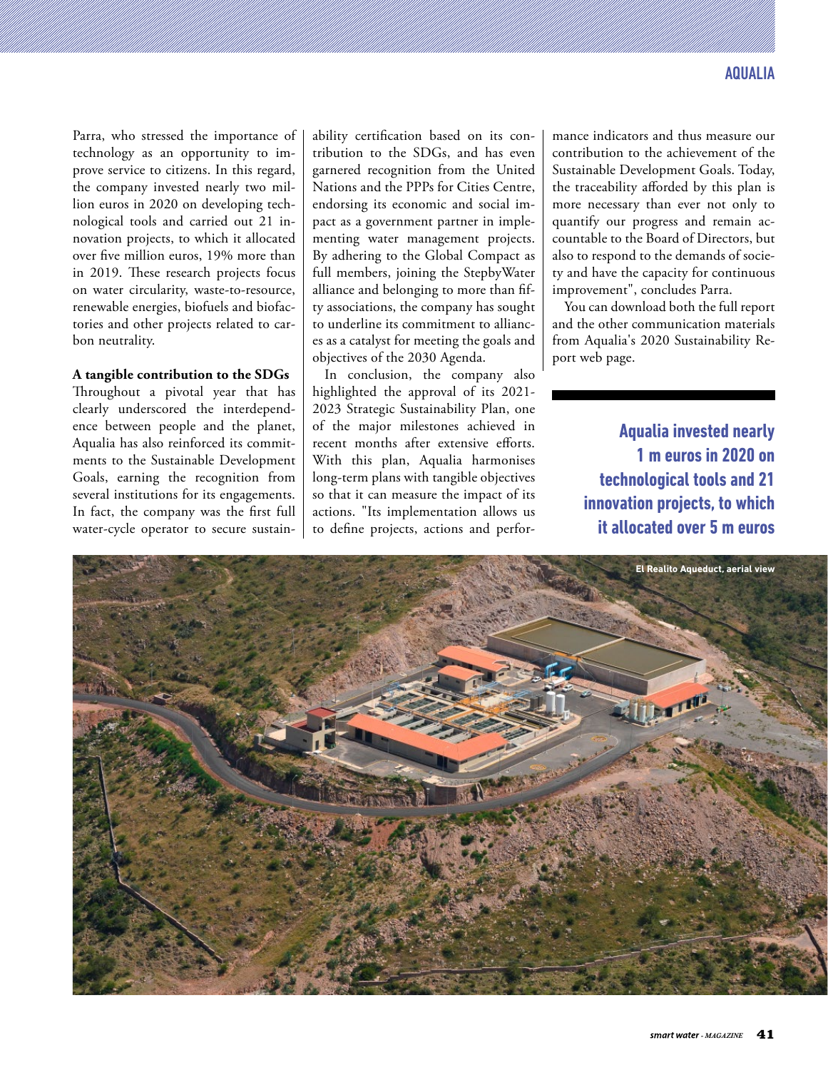Parra, who stressed the importance of technology as an opportunity to improve service to citizens. In this regard, the company invested nearly two million euros in 2020 on developing technological tools and carried out 21 innovation projects, to which it allocated over five million euros, 19% more than in 2019. These research projects focus on water circularity, waste-to-resource, renewable energies, biofuels and biofactories and other projects related to carbon neutrality.

**A tangible contribution to the SDGs**

Throughout a pivotal year that has clearly underscored the interdependence between people and the planet, Aqualia has also reinforced its commitments to the Sustainable Development Goals, earning the recognition from several institutions for its engagements. In fact, the company was the first full water-cycle operator to secure sustainability certification based on its contribution to the SDGs, and has even garnered recognition from the United Nations and the PPPs for Cities Centre, endorsing its economic and social impact as a government partner in implementing water management projects. By adhering to the Global Compact as full members, joining the StepbyWater alliance and belonging to more than fifty associations, the company has sought to underline its commitment to alliances as a catalyst for meeting the goals and objectives of the 2030 Agenda.

In conclusion, the company also highlighted the approval of its 2021-2023 Strategic Sustainability Plan, one of the major milestones achieved in recent months after extensive efforts. With this plan, Aqualia harmonises long-term plans with tangible objectives so that it can measure the impact of its actions. "Its implementation allows us to define projects, actions and performance indicators and thus measure our contribution to the achievement of the Sustainable Development Goals. Today, the traceability afforded by this plan is more necessary than ever not only to quantify our progress and remain accountable to the Board of Directors, but also to respond to the demands of society and have the capacity for continuous improvement", concludes Parra.

You can download both the full report and the other communication materials from Aqualia's 2020 Sustainability Report web page.

**Aqualia invested nearly 1 m euros in 2020 on technological tools and 21 innovation projects, to which it allocated over 5 m euros**

El Realito Aqueduct, aerial view